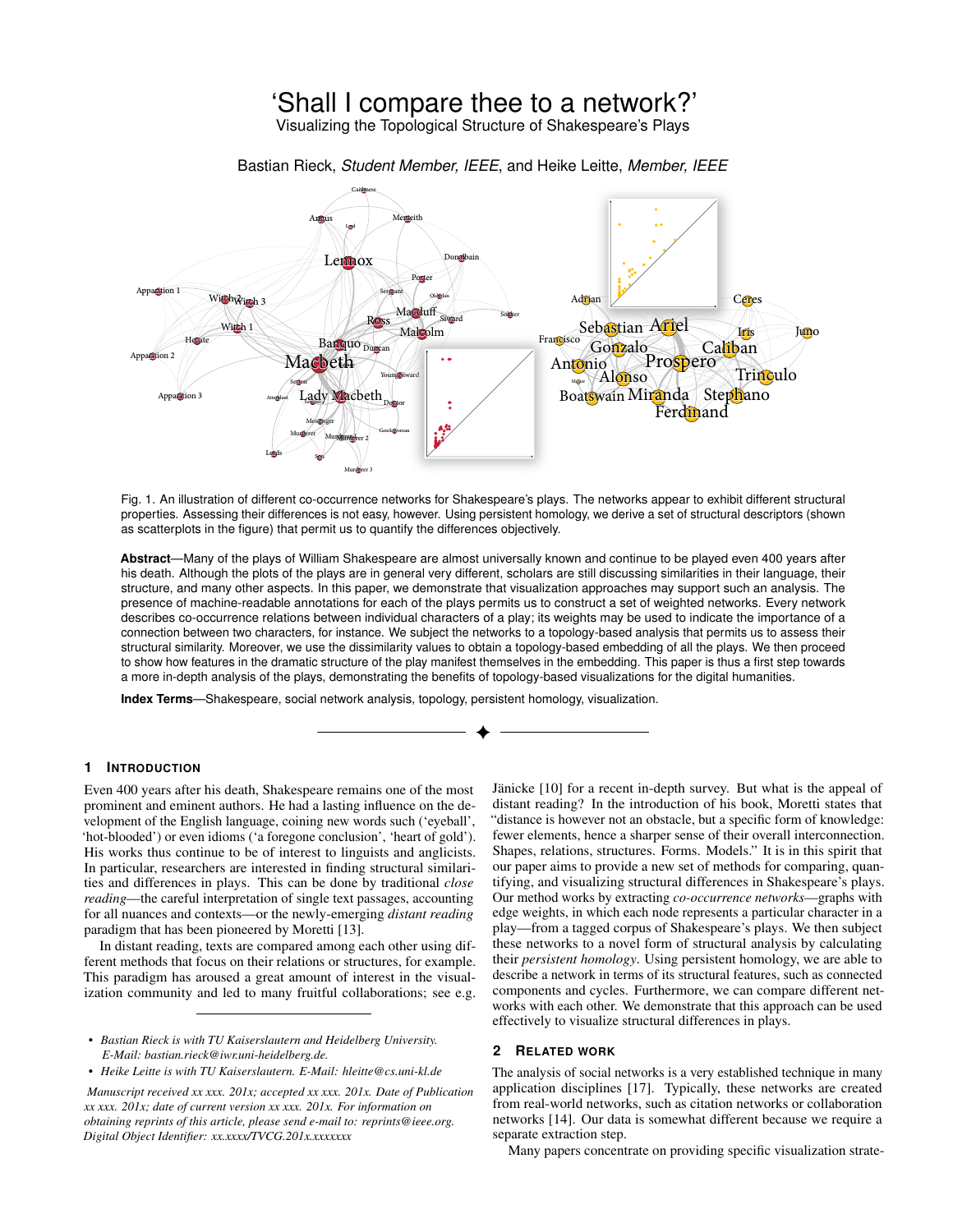# 'Shall I compare thee to a network?'

## Visualizing the Topological Structure of Shakespeare's Plays

Bastian Rieck, *Student Member, IEEE*, and Heike Leitte, *Member, IEEE*

Fig. 1. An illustration of different co-occurrence networks for Shakespeare's plays. The networks appear to exhibit different structural properties. Assessing their differences is not easy, however. Using persistent homology, we derive a set of structural descriptors (shown as scatterplots in the figure) that permit us to quantify the differences objectively.

**Abstract**—Many of the plays of William Shakespeare are almost universally known and continue to be played even 400 years after his death. Although the plots of the plays are in general very different, scholars are still discussing similarities in their language, their structure, and many other aspects. In this paper, we demonstrate that visualization approaches may support such an analysis. The presence of machine-readable annotations for each of the plays permits us to construct a set of weighted networks. Every network describes co-occurrence relations between individual characters of a play; its weights may be used to indicate the importance of a connection between two characters, for instance. We subject the networks to a topology-based analysis that permits us to assess their structural similarity. Moreover, we use the dissimilarity values to obtain a topology-based embedding of all the plays. We then proceed to show how features in the dramatic structure of the play manifest themselves in the embedding. This paper is thus a first step towards a more in-depth analysis of the plays, demonstrating the benefits of topology-based visualizations for the digital humanities.

**Index Terms**—Shakespeare, social network analysis, topology, persistent homology, visualization.

## 1 Introduction

Even 400 years after his death, Shakespeare remains one of the most prominent and eminent authors. He had a lasting influence on the development of the English language, coining new words such ('eyeball', 'hot-blooded') or even idioms ('a foregone conclusion', 'heart of gold'). His works thus continue to be of interest to linguists and anglicists. In particular, researchers are interested in finding structural similarities and differences in plays. This can be done by traditional *close reading*—the careful interpretation of single text passages, accounting for all nuances and contexts—or the newly-emerging *distant reading* paradigm that has been pioneered by Moretti [13].

In distant reading, texts are compared among each other using different methods that focus on their relations or structures, for example. This paradigm has aroused a great amount of interest in the visualization community and led to many fruitful collaborations; see e.g. Jänicke [10] for a recent in-depth survey. But what is the appeal of distant reading? In the introduction of his book, Moretti states that "distance is however not an obstacle, but a specific form of knowledge: fewer elements, hence a sharper sense of their overall interconnection. Shapes, relations, structures. Forms. Models." It is in this spirit that our paper aims to provide a new set of methods for comparing, quantifying, and visualizing structural differences in Shakespeare's plays. Our method works by extracting *co-occurrence networks*—graphs with edge weights, in which each node represents a particular character in a play—from a tagged corpus of Shakespeare's plays. We then subject these networks to a novel form of structural analysis by calculating their *persistent homology*. Using persistent homology, we are able to describe a network in terms of its structural features, such as connected components and cycles. Furthermore, we can compare different networks with each other. We demonstrate that this approach can be used effectively to visualize structural differences in plays.

- *Bastian Rieck is with TU Kaiserslautern and Heidelberg University. E-Mail: bastian.rieck@iwr.uni-heidelberg.de.*
- *Heike Leitte is with TU Kaiserslautern. E-Mail: hleitte@cs.uni-kl.de*

*Manuscript received xx xxx. 201x; accepted xx xxx. 201x. Date of Publication xx xxx. 201x; date of current version xx xxx. 201x. For information on obtaining reprints of this article, please send e-mail to: reprints@ieee.org. Digital Object Identifier: xx.xxxx/TVCG.201x.xxxxxxx*

## 2 Related Work

The analysis of social networks is a very established technique in many application disciplines [17]. Typically, these networks are created from real-world networks, such as citation networks or collaboration networks [14]. Our data is somewhat different because we require a separate extraction step.

Many papers concentrate on providing specific visualization strate-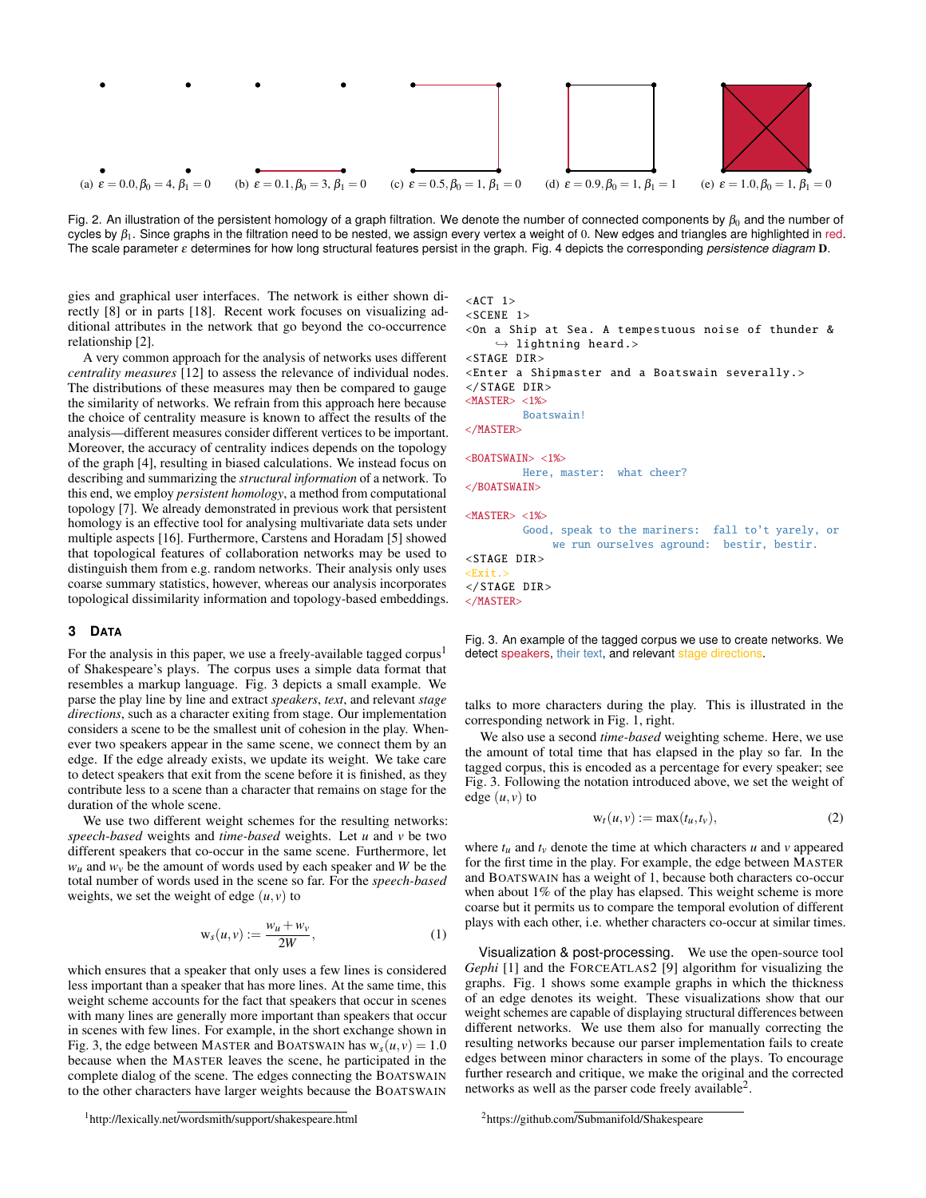(a) $\varepsilon = 0.0, \beta_0 = 4, \beta_1 = 0$ (b) $\varepsilon = 0.1, \beta_0 = 3, \beta_1 = 0$ (c) $\varepsilon = 0.5, \beta_0 = 1, \beta_1 = 0$ (d) $\varepsilon = 0.9, \beta_0 = 1, \beta_1 = 1$ (e) $\varepsilon = 1.0, \beta_0 = 1, \beta_1 = 0$

Fig. 2. An illustration of the persistent homology of a graph filtration. We denote the number of connected components by $\beta_0$ and the number of cycles by $\beta_1$. Since graphs in the filtration need to be nested, we assign every vertex a weight of 0. New edges and triangles are highlighted in red. The scale parameter $\varepsilon$ determines for how long structural features persist in the graph. Fig. 4 depicts the corresponding *persistence diagram* $\mathbf{D}$.

gies and graphical user interfaces. The network is either shown directly [8] or in parts [18]. Recent work focuses on visualizing additional attributes in the network that go beyond the co-occurrence relationship [2].

A very common approach for the analysis of networks uses different *centrality measures* [12] to assess the relevance of individual nodes. The distributions of these measures may then be compared to gauge the similarity of networks. We refrain from this approach here because the choice of centrality measure is known to affect the results of the analysis—different measures consider different vertices to be important. Moreover, the accuracy of centrality indices depends on the topology of the graph [4], resulting in biased calculations. We instead focus on describing and summarizing the *structural information* of a network. To this end, we employ *persistent homology*, a method from computational topology [7]. We already demonstrated in previous work that persistent homology is an effective tool for analysing multivariate data sets under multiple aspects [16]. Furthermore, Carstens and Horadam [5] showed that topological features of collaboration networks may be used to distinguish them from e.g. random networks. Their analysis only uses coarse summary statistics, however, whereas our analysis incorporates topological dissimilarity information and topology-based embeddings.

## 3 Data

For the analysis in this paper, we use a freely-available tagged corpus[1] of Shakespeare's plays. The corpus uses a simple data format that resembles a markup language. Fig. 3 depicts a small example. We parse the play line by line and extract *speakers*, *text*, and relevant *stage directions*, such as a character exiting from stage. Our implementation considers a scene to be the smallest unit of cohesion in the play. Whenever two speakers appear in the same scene, we connect them by an edge. If the edge already exists, we update its weight. We take care to detect speakers that exit from the scene before it is finished, as they contribute less to a scene than a character that remains on stage for the duration of the whole scene.

We use two different weight schemes for the resulting networks: *speech-based* weights and *time-based* weights. Let $u$ and $v$ be two different speakers that co-occur in the same scene. Furthermore, let $w_u$ and $w_v$ be the amount of words used by each speaker and $W$ be the total number of words used in the scene so far. For the *speech-based* weights, we set the weight of edge $(u,v)$ to

$$\mathrm{w}_s(u,v) := \frac{w_u + w_v}{2W}, \tag{1}$$

which ensures that a speaker that only uses a few lines is considered less important than a speaker that has more lines. At the same time, this weight scheme accounts for the fact that speakers that occur in scenes with many lines are generally more important than speakers that occur in scenes with few lines. For example, in the short exchange shown in Fig. 3, the edge between MASTER and BOATSWAIN has $\mathrm{w}_s(u,v) = 1.0$ because when the MASTER leaves the scene, he participated in the complete dialog of the scene. The edges connecting the BOATSWAIN to the other characters have larger weights because the BOATSWAIN talks to more characters during the play. This is illustrated in the corresponding network in Fig. 1, right.

```
<ACT 1>
<SCENE 1>
<On a Ship at Sea. A tempestuous noise of thunder &
    ↪ lightning heard.>
<STAGE DIR>
<Enter a Shipmaster and a Boatswain severally.>
</STAGE DIR>
<MASTER> <1%>
        Boatswain!
</MASTER>

<BOATSWAIN> <1%>
        Here, master:  what cheer?
</BOATSWAIN>

<MASTER> <1%>
        Good, speak to the mariners:  fall to't yarely, or
             we run ourselves aground:  bestir, bestir.
<STAGE DIR>
<Exit.>
</STAGE DIR>
</MASTER>
```

Fig. 3. An example of the tagged corpus we use to create networks. We detect speakers, their text, and relevant stage directions.

We also use a second *time-based* weighting scheme. Here, we use the amount of total time that has elapsed in the play so far. In the tagged corpus, this is encoded as a percentage for every speaker; see Fig. 3. Following the notation introduced above, we set the weight of edge $(u,v)$ to

$$\mathrm{w}_t(u,v) := \max(t_u, t_v), \tag{2}$$

where $t_u$ and $t_v$ denote the time at which characters $u$ and $v$ appeared for the first time in the play. For example, the edge between MASTER and BOATSWAIN has a weight of 1, because both characters co-occur when about 1% of the play has elapsed. This weight scheme is more coarse but it permits us to compare the temporal evolution of different plays with each other, i.e. whether characters co-occur at similar times.

**Visualization & post-processing.** We use the open-source tool *Gephi* [1] and the FORCEATLAS2 [9] algorithm for visualizing the graphs. Fig. 1 shows some example graphs in which the thickness of an edge denotes its weight. These visualizations show that our weight schemes are capable of displaying structural differences between different networks. We use them also for manually correcting the resulting networks because our parser implementation fails to create edges between minor characters in some of the plays. To encourage further research and critique, we make the original and the corrected networks as well as the parser code freely available[2].

[1] http://lexically.net/wordsmith/support/shakespeare.html

[2] https://github.com/Submanifold/Shakespeare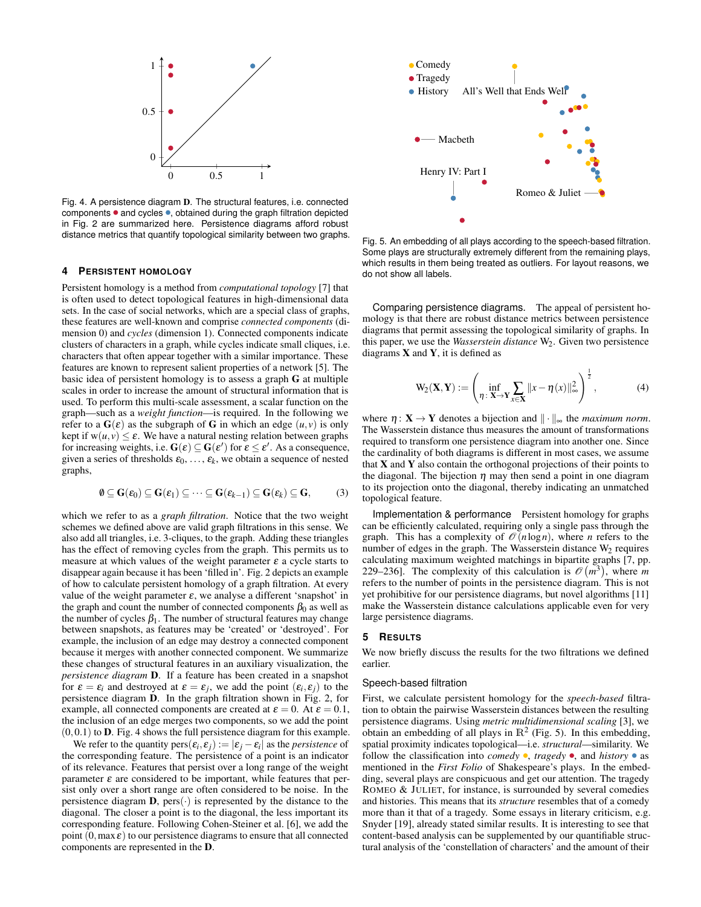Fig. 4. A persistence diagram $\mathbf{D}$. The structural features, i.e. connected components ● and cycles ●, obtained during the graph filtration depicted in Fig. 2 are summarized here. Persistence diagrams afford robust distance metrics that quantify topological similarity between two graphs.

## 4 Persistent Homology

Persistent homology is a method from *computational topology* [7] that is often used to detect topological features in high-dimensional data sets. In the case of social networks, which are a special class of graphs, these features are well-known and comprise *connected components* (dimension 0) and *cycles* (dimension 1). Connected components indicate clusters of characters in a graph, while cycles indicate small cliques, i.e. characters that often appear together with a similar importance. These features are known to represent salient properties of a network [5]. The basic idea of persistent homology is to assess a graph $\mathbf{G}$ at multiple scales in order to increase the amount of structural information that is used. To perform this multi-scale assessment, a scalar function on the graph—such as a *weight function*—is required. In the following we refer to a $\mathbf{G}(\varepsilon)$ as the subgraph of $\mathbf{G}$ in which an edge $(u,v)$ is only kept if $w(u,v) \leq \varepsilon$. We have a natural nesting relation between graphs for increasing weights, i.e. $\mathbf{G}(\varepsilon) \subseteq \mathbf{G}(\varepsilon')$ for $\varepsilon \leq \varepsilon'$. As a consequence, given a series of thresholds $\varepsilon_0, \ldots, \varepsilon_k$, we obtain a sequence of nested graphs,

$$\emptyset \subseteq \mathbf{G}(\varepsilon_0) \subseteq \mathbf{G}(\varepsilon_1) \subseteq \cdots \subseteq \mathbf{G}(\varepsilon_{k-1}) \subseteq \mathbf{G}(\varepsilon_k) \subseteq \mathbf{G}, \tag{3}$$

which we refer to as a *graph filtration*. Notice that the two weight schemes we defined above are valid graph filtrations in this sense. We also add all triangles, i.e. 3-cliques, to the graph. Adding these triangles has the effect of removing cycles from the graph. This permits us to measure at which values of the weight parameter $\varepsilon$ a cycle starts to disappear again because it has been 'filled in'. Fig. 2 depicts an example of how to calculate persistent homology of a graph filtration. At every value of the weight parameter $\varepsilon$, we analyse a different 'snapshot' in the graph and count the number of connected components $\beta_0$ as well as the number of cycles $\beta_1$. The number of structural features may change between snapshots, as features may be 'created' or 'destroyed'. For example, the inclusion of an edge may destroy a connected component because it merges with another connected component. We summarize these changes of structural features in an auxiliary visualization, the *persistence diagram* $\mathbf{D}$. If a feature has been created in a snapshot for $\varepsilon = \varepsilon_i$ and destroyed at $\varepsilon = \varepsilon_j$, we add the point $(\varepsilon_i, \varepsilon_j)$ to the persistence diagram $\mathbf{D}$. In the graph filtration shown in Fig. 2, for example, all connected components are created at $\varepsilon = 0$. At $\varepsilon = 0.1$, the inclusion of an edge merges two components, so we add the point $(0, 0.1)$ to $\mathbf{D}$. Fig. 4 shows the full persistence diagram for this example.

We refer to the quantity $\operatorname{pers}(\varepsilon_i, \varepsilon_j) := |\varepsilon_j - \varepsilon_i|$ as the *persistence* of the corresponding feature. The persistence of a point is an indicator of its relevance. Features that persist over a long range of the weight parameter $\varepsilon$ are considered to be important, while features that persist only over a short range are often considered to be noise. In the persistence diagram $\mathbf{D}$, $\operatorname{pers}(\cdot)$ is represented by the distance to the diagonal. The closer a point is to the diagonal, the less important its corresponding feature. Following Cohen-Steiner et al. [6], we add the point $(0, \max \varepsilon)$ to our persistence diagrams to ensure that all connected components are represented in the $\mathbf{D}$.

Fig. 5. An embedding of all plays according to the speech-based filtration. Some plays are structurally extremely different from the remaining plays, which results in them being treated as outliers. For layout reasons, we do not show all labels.

### Comparing persistence diagrams.

The appeal of persistent homology is that there are robust distance metrics between persistence diagrams that permit assessing the topological similarity of graphs. In this paper, we use the *Wasserstein distance* $W_2$. Given two persistence diagrams $\mathbf{X}$ and $\mathbf{Y}$, it is defined as

$$W_2(\mathbf{X}, \mathbf{Y}) := \left( \inf_{\eta : \mathbf{X} \to \mathbf{Y}} \sum_{x \in \mathbf{X}} \| x - \eta(x) \|_\infty^2 \right)^{\frac{1}{2}}, \tag{4}$$

where $\eta : \mathbf{X} \to \mathbf{Y}$ denotes a bijection and $\| \cdot \|_\infty$ the *maximum norm*. The Wasserstein distance thus measures the amount of transformations required to transform one persistence diagram into another one. Since the cardinality of both diagrams is different in most cases, we assume that $\mathbf{X}$ and $\mathbf{Y}$ also contain the orthogonal projections of their points to the diagonal. The bijection $\eta$ may then send a point in one diagram to its projection onto the diagonal, thereby indicating an unmatched topological feature.

### Implementation & performance

Persistent homology for graphs can be efficiently calculated, requiring only a single pass through the graph. This has a complexity of $\mathcal{O}(n \log n)$, where $n$ refers to the number of edges in the graph. The Wasserstein distance $W_2$ requires calculating maximum weighted matchings in bipartite graphs [7, pp. 229–236]. The complexity of this calculation is $\mathcal{O}(m^3)$, where $m$ refers to the number of points in the persistence diagram. This is not yet prohibitive for our persistence diagrams, but novel algorithms [11] make the Wasserstein distance calculations applicable even for very large persistence diagrams.

## 5 Results

We now briefly discuss the results for the two filtrations we defined earlier.

### Speech-based filtration

First, we calculate persistent homology for the *speech-based* filtration to obtain the pairwise Wasserstein distances between the resulting persistence diagrams. Using *metric multidimensional scaling* [3], we obtain an embedding of all plays in $\mathbb{R}^2$ (Fig. 5). In this embedding, spatial proximity indicates topological—i.e. *structural*—similarity. We follow the classification into *comedy* ●, *tragedy* ●, and *history* ● as mentioned in the *First Folio* of Shakespeare's plays. In the embedding, several plays are conspicuous and get our attention. The tragedy Romeo & Juliet, for instance, is surrounded by several comedies and histories. This means that its *structure* resembles that of a comedy more than it that of a tragedy. Some essays in literary criticism, e.g. Snyder [19], already stated similar results. It is interesting to see that content-based analysis can be supplemented by our quantifiable structural analysis of the 'constellation of characters' and the amount of their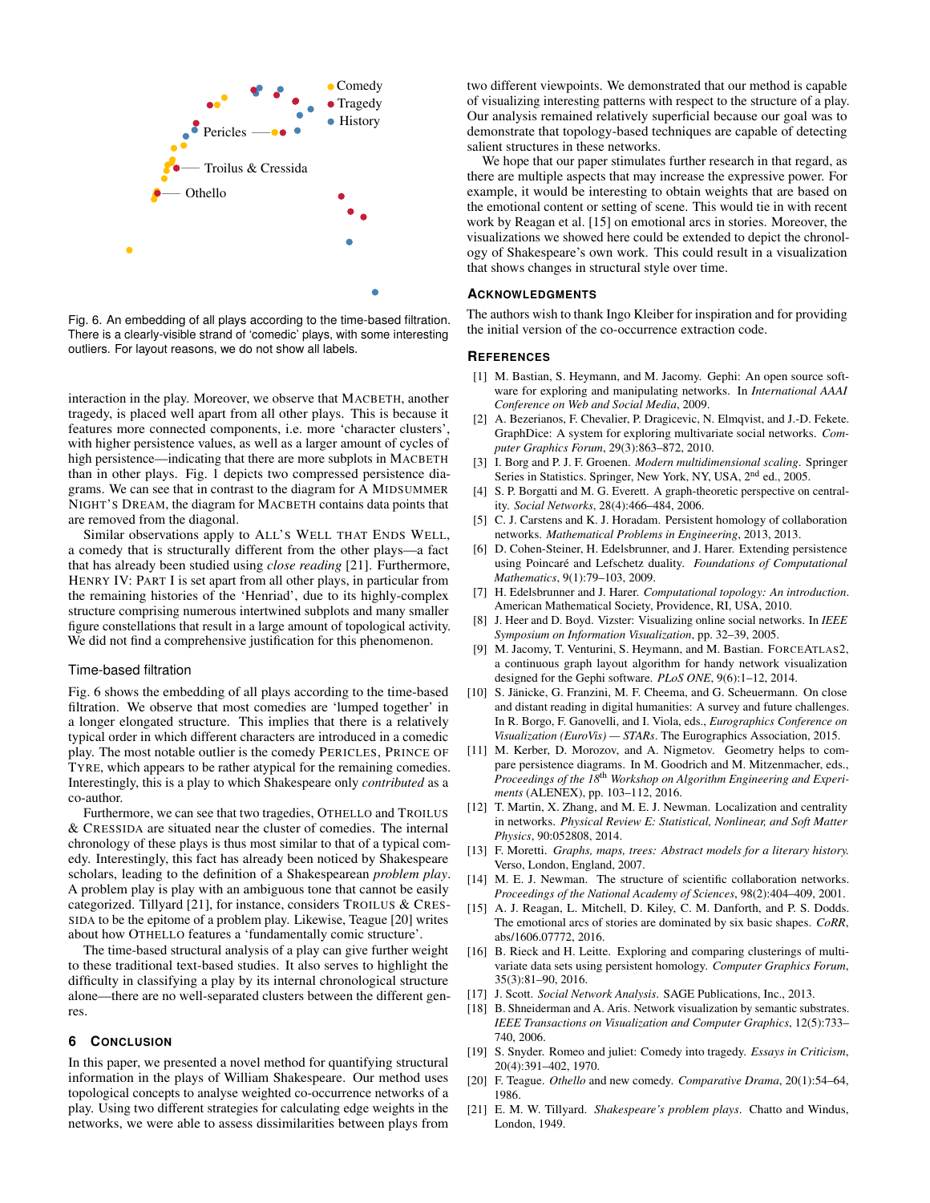Comedy
Tragedy
History
Pericles
Troilus & Cressida
Othello

Fig. 6. An embedding of all plays according to the time-based filtration. There is a clearly-visible strand of 'comedic' plays, with some interesting outliers. For layout reasons, we do not show all labels.

interaction in the play. Moreover, we observe that MACBETH, another tragedy, is placed well apart from all other plays. This is because it features more connected components, i.e. more 'character clusters', with higher persistence values, as well as a larger amount of cycles of high persistence—indicating that there are more subplots in MACBETH than in other plays. Fig. 1 depicts two compressed persistence diagrams. We can see that in contrast to the diagram for A MIDSUMMER NIGHT'S DREAM, the diagram for MACBETH contains data points that are removed from the diagonal.

Similar observations apply to ALL'S WELL THAT ENDS WELL, a comedy that is structurally different from the other plays—a fact that has already been studied using *close reading* [21]. Furthermore, HENRY IV: PART I is set apart from all other plays, in particular from the remaining histories of the 'Henriad', due to its highly-complex structure comprising numerous intertwined subplots and many smaller figure constellations that result in a large amount of topological activity. We did not find a comprehensive justification for this phenomenon.

### Time-based filtration

Fig. 6 shows the embedding of all plays according to the time-based filtration. We observe that most comedies are 'lumped together' in a longer elongated structure. This implies that there is a relatively typical order in which different characters are introduced in a comedic play. The most notable outlier is the comedy PERICLES, PRINCE OF TYRE, which appears to be rather atypical for the remaining comedies. Interestingly, this is a play to which Shakespeare only *contributed* as a co-author.

Furthermore, we can see that two tragedies, OTHELLO and TROILUS & CRESSIDA are situated near the cluster of comedies. The internal chronology of these plays is thus most similar to that of a typical comedy. Interestingly, this fact has already been noticed by Shakespeare scholars, leading to the definition of a Shakespearean *problem play*. A problem play is play with an ambiguous tone that cannot be easily categorized. Tillyard [21], for instance, considers TROILUS & CRESSIDA to be the epitome of a problem play. Likewise, Teague [20] writes about how OTHELLO features a 'fundamentally comic structure'.

The time-based structural analysis of a play can give further weight to these traditional text-based studies. It also serves to highlight the difficulty in classifying a play by its internal chronological structure alone—there are no well-separated clusters between the different genres.

## 6 CONCLUSION

In this paper, we presented a novel method for quantifying structural information in the plays of William Shakespeare. Our method uses topological concepts to analyse weighted co-occurrence networks of a play. Using two different strategies for calculating edge weights in the networks, we were able to assess dissimilarities between plays from two different viewpoints. We demonstrated that our method is capable of visualizing interesting patterns with respect to the structure of a play. Our analysis remained relatively superficial because our goal was to demonstrate that topology-based techniques are capable of detecting salient structures in these networks.

We hope that our paper stimulates further research in that regard, as there are multiple aspects that may increase the expressive power. For example, it would be interesting to obtain weights that are based on the emotional content or setting of scene. This would tie in with recent work by Reagan et al. [15] on emotional arcs in stories. Moreover, the visualizations we showed here could be extended to depict the chronology of Shakespeare's own work. This could result in a visualization that shows changes in structural style over time.

## ACKNOWLEDGMENTS

The authors wish to thank Ingo Kleiber for inspiration and for providing the initial version of the co-occurrence extraction code.

## REFERENCES

[1] M. Bastian, S. Heymann, and M. Jacomy. Gephi: An open source software for exploring and manipulating networks. In *International AAAI Conference on Web and Social Media*, 2009.

[2] A. Bezerianos, F. Chevalier, P. Dragicevic, N. Elmqvist, and J.-D. Fekete. GraphDice: A system for exploring multivariate social networks. *Computer Graphics Forum*, 29(3):863–872, 2010.

[3] I. Borg and P. J. F. Groenen. *Modern multidimensional scaling*. Springer Series in Statistics. Springer, New York, NY, USA, 2nd ed., 2005.

[4] S. P. Borgatti and M. G. Everett. A graph-theoretic perspective on centrality. *Social Networks*, 28(4):466–484, 2006.

[5] C. J. Carstens and K. J. Horadam. Persistent homology of collaboration networks. *Mathematical Problems in Engineering*, 2013, 2013.

[6] D. Cohen-Steiner, H. Edelsbrunner, and J. Harer. Extending persistence using Poincaré and Lefschetz duality. *Foundations of Computational Mathematics*, 9(1):79–103, 2009.

[7] H. Edelsbrunner and J. Harer. *Computational topology: An introduction*. American Mathematical Society, Providence, RI, USA, 2010.

[8] J. Heer and D. Boyd. Vizster: Visualizing online social networks. In *IEEE Symposium on Information Visualization*, pp. 32–39, 2005.

[9] M. Jacomy, T. Venturini, S. Heymann, and M. Bastian. FORCEATLAS2, a continuous graph layout algorithm for handy network visualization designed for the Gephi software. *PLoS ONE*, 9(6):1–12, 2014.

[10] S. Jänicke, G. Franzini, M. F. Cheema, and G. Scheuermann. On close and distant reading in digital humanities: A survey and future challenges. In R. Borgo, F. Ganovelli, and I. Viola, eds., *Eurographics Conference on Visualization (EuroVis) — STARs*. The Eurographics Association, 2015.

[11] M. Kerber, D. Morozov, and A. Nigmetov. Geometry helps to compare persistence diagrams. In M. Goodrich and M. Mitzenmacher, eds., *Proceedings of the 18th Workshop on Algorithm Engineering and Experiments* (ALENEX), pp. 103–112, 2016.

[12] T. Martin, X. Zhang, and M. E. J. Newman. Localization and centrality in networks. *Physical Review E: Statistical, Nonlinear, and Soft Matter Physics*, 90:052808, 2014.

[13] F. Moretti. *Graphs, maps, trees: Abstract models for a literary history*. Verso, London, England, 2007.

[14] M. E. J. Newman. The structure of scientific collaboration networks. *Proceedings of the National Academy of Sciences*, 98(2):404–409, 2001.

[15] A. J. Reagan, L. Mitchell, D. Kiley, C. M. Danforth, and P. S. Dodds. The emotional arcs of stories are dominated by six basic shapes. *CoRR*, abs/1606.07772, 2016.

[16] B. Rieck and H. Leitte. Exploring and comparing clusterings of multivariate data sets using persistent homology. *Computer Graphics Forum*, 35(3):81–90, 2016.

[17] J. Scott. *Social Network Analysis*. SAGE Publications, Inc., 2013.

[18] B. Shneiderman and A. Aris. Network visualization by semantic substrates. *IEEE Transactions on Visualization and Computer Graphics*, 12(5):733–740, 2006.

[19] S. Snyder. Romeo and juliet: Comedy into tragedy. *Essays in Criticism*, 20(4):391–402, 1970.

[20] F. Teague. *Othello* and new comedy. *Comparative Drama*, 20(1):54–64, 1986.

[21] E. M. W. Tillyard. *Shakespeare's problem plays*. Chatto and Windus, London, 1949.